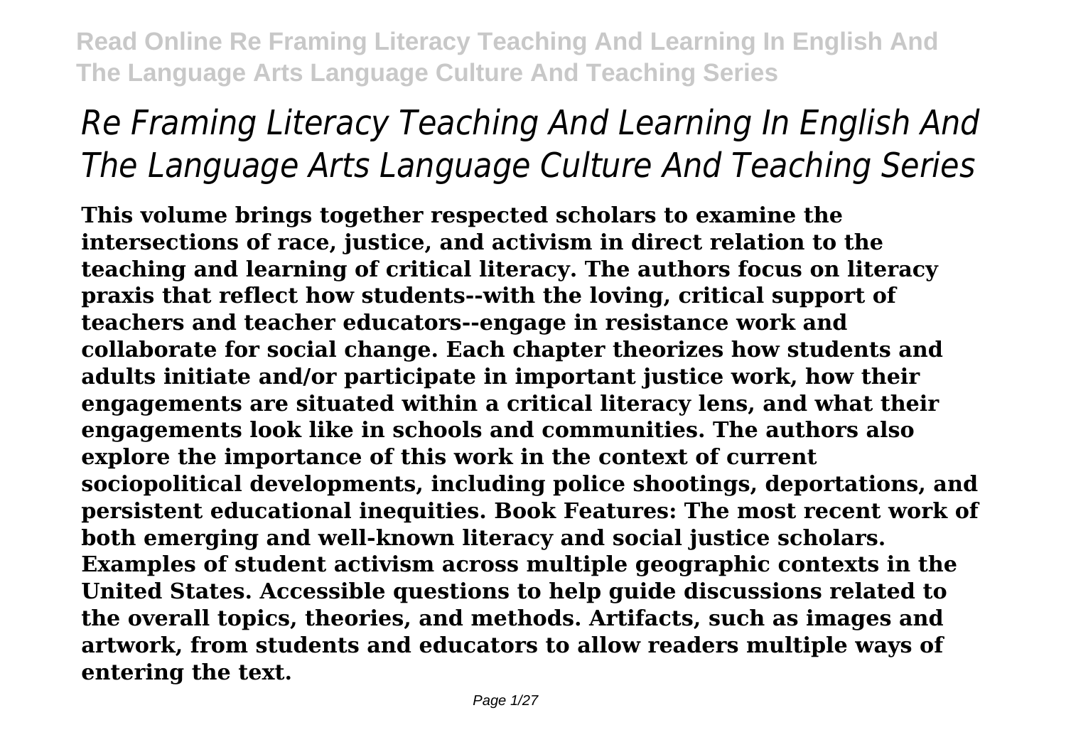# *Re Framing Literacy Teaching And Learning In English And The Language Arts Language Culture And Teaching Series*

**This volume brings together respected scholars to examine the intersections of race, justice, and activism in direct relation to the teaching and learning of critical literacy. The authors focus on literacy praxis that reflect how students--with the loving, critical support of teachers and teacher educators--engage in resistance work and collaborate for social change. Each chapter theorizes how students and adults initiate and/or participate in important justice work, how their engagements are situated within a critical literacy lens, and what their engagements look like in schools and communities. The authors also explore the importance of this work in the context of current sociopolitical developments, including police shootings, deportations, and persistent educational inequities. Book Features: The most recent work of both emerging and well-known literacy and social justice scholars. Examples of student activism across multiple geographic contexts in the United States. Accessible questions to help guide discussions related to the overall topics, theories, and methods. Artifacts, such as images and artwork, from students and educators to allow readers multiple ways of entering the text.**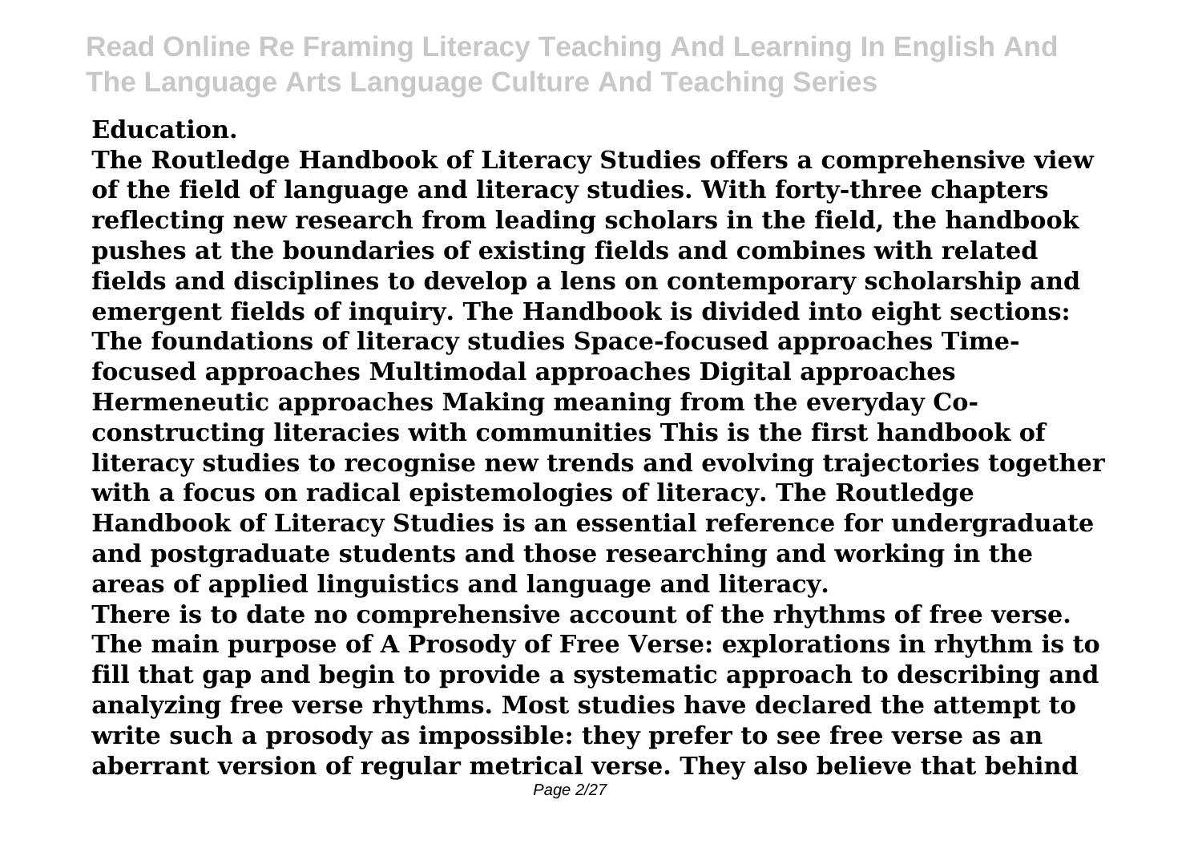**Education.**

**The Routledge Handbook of Literacy Studies offers a comprehensive view of the field of language and literacy studies. With forty-three chapters reflecting new research from leading scholars in the field, the handbook pushes at the boundaries of existing fields and combines with related fields and disciplines to develop a lens on contemporary scholarship and emergent fields of inquiry. The Handbook is divided into eight sections: The foundations of literacy studies Space-focused approaches Time-focused approaches Multimodal approaches Digital approaches Hermeneutic approaches Making meaning from the everyday Co-constructing literacies with communities This is the first handbook of literacy studies to recognise new trends and evolving trajectories together with a focus on radical epistemologies of literacy. The Routledge Handbook of Literacy Studies is an essential reference for undergraduate and postgraduate students and those researching and working in the areas of applied linguistics and language and literacy.**

**There is to date no comprehensive account of the rhythms of free verse. The main purpose of A Prosody of Free Verse: explorations in rhythm is to fill that gap and begin to provide a systematic approach to describing and analyzing free verse rhythms. Most studies have declared the attempt to write such a prosody as impossible: they prefer to see free verse as an aberrant version of regular metrical verse. They also believe that behind**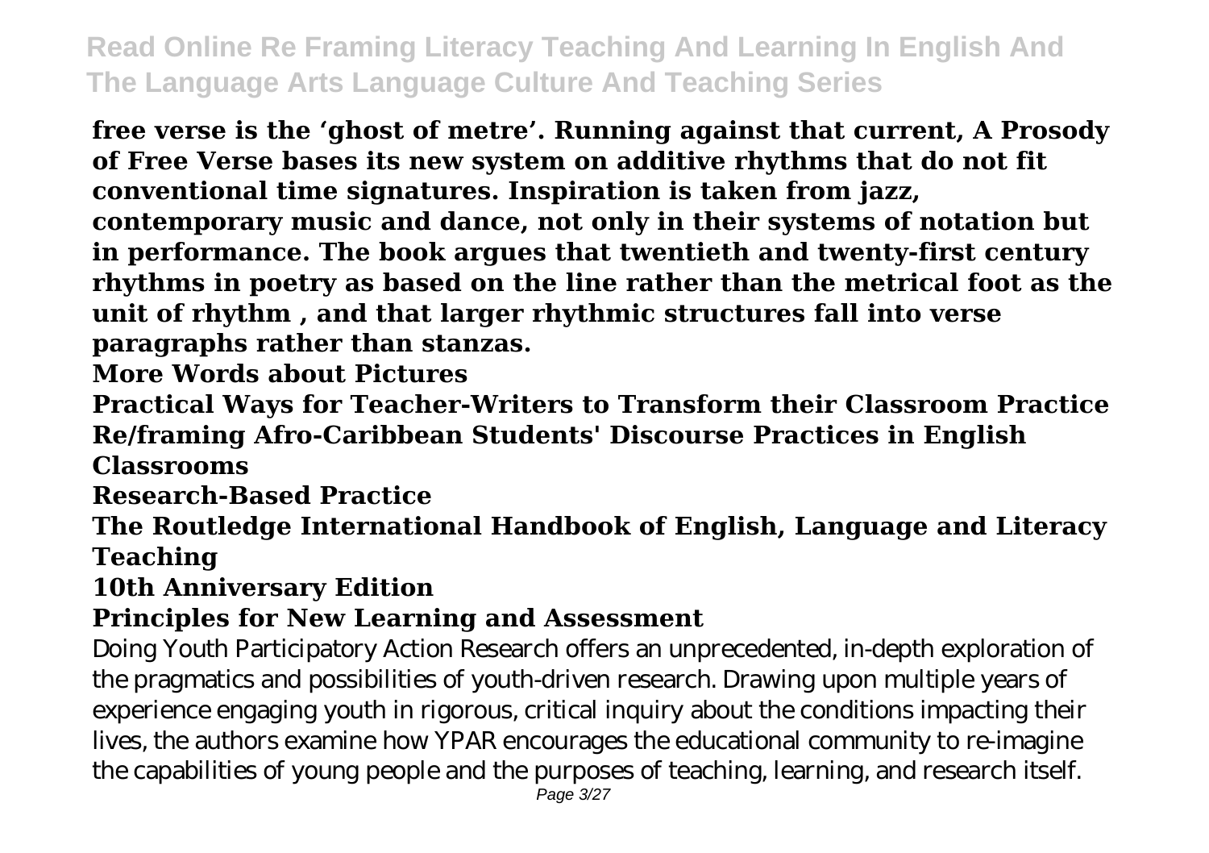**free verse is the 'ghost of metre'. Running against that current, A Prosody of Free Verse bases its new system on additive rhythms that do not fit conventional time signatures. Inspiration is taken from jazz, contemporary music and dance, not only in their systems of notation but in performance. The book argues that twentieth and twenty-first century rhythms in poetry as based on the line rather than the metrical foot as the unit of rhythm , and that larger rhythmic structures fall into verse paragraphs rather than stanzas.**

**More Words about Pictures**

**Practical Ways for Teacher-Writers to Transform their Classroom Practice**

**Re/framing Afro-Caribbean Students' Discourse Practices in English Classrooms**

**Research-Based Practice**

**The Routledge International Handbook of English, Language and Literacy Teaching**

**10th Anniversary Edition**

**Principles for New Learning and Assessment**

Doing Youth Participatory Action Research offers an unprecedented, in-depth exploration of the pragmatics and possibilities of youth-driven research. Drawing upon multiple years of experience engaging youth in rigorous, critical inquiry about the conditions impacting their lives, the authors examine how YPAR encourages the educational community to re-imagine the capabilities of young people and the purposes of teaching, learning, and research itself.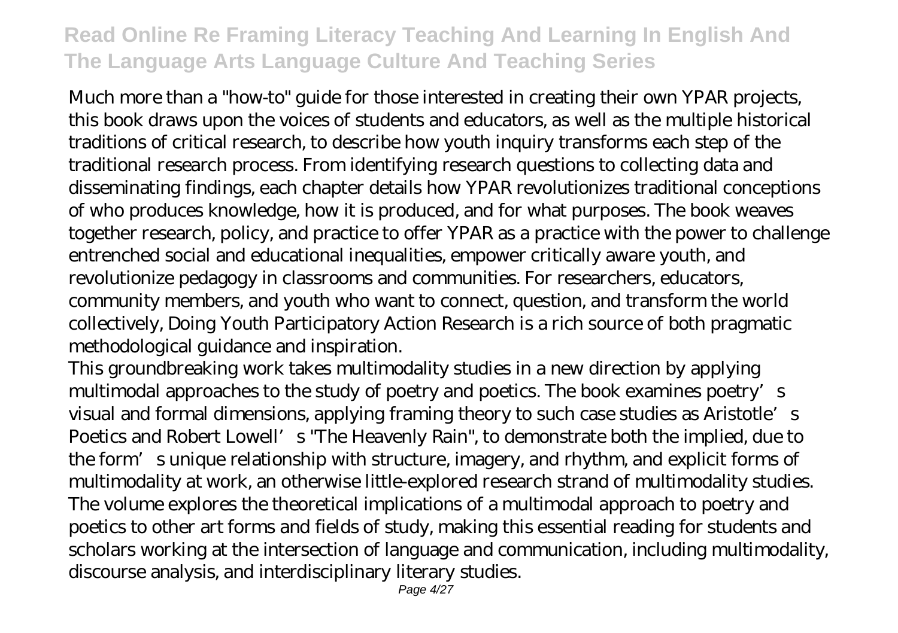Much more than a "how-to" guide for those interested in creating their own YPAR projects, this book draws upon the voices of students and educators, as well as the multiple historical traditions of critical research, to describe how youth inquiry transforms each step of the traditional research process. From identifying research questions to collecting data and disseminating findings, each chapter details how YPAR revolutionizes traditional conceptions of who produces knowledge, how it is produced, and for what purposes. The book weaves together research, policy, and practice to offer YPAR as a practice with the power to challenge entrenched social and educational inequalities, empower critically aware youth, and revolutionize pedagogy in classrooms and communities. For researchers, educators, community members, and youth who want to connect, question, and transform the world collectively, Doing Youth Participatory Action Research is a rich source of both pragmatic methodological guidance and inspiration.

This groundbreaking work takes multimodality studies in a new direction by applying multimodal approaches to the study of poetry and poetics. The book examines poetry's visual and formal dimensions, applying framing theory to such case studies as Aristotle's Poetics and Robert Lowell's "The Heavenly Rain", to demonstrate both the implied, due to the form's unique relationship with structure, imagery, and rhythm, and explicit forms of multimodality at work, an otherwise little-explored research strand of multimodality studies. The volume explores the theoretical implications of a multimodal approach to poetry and poetics to other art forms and fields of study, making this essential reading for students and scholars working at the intersection of language and communication, including multimodality, discourse analysis, and interdisciplinary literary studies.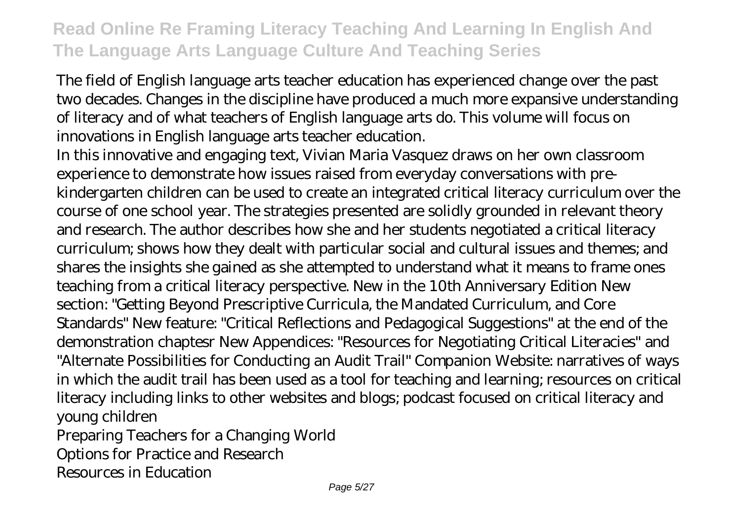The field of English language arts teacher education has experienced change over the past two decades. Changes in the discipline have produced a much more expansive understanding of literacy and of what teachers of English language arts do. This volume will focus on innovations in English language arts teacher education.

In this innovative and engaging text, Vivian Maria Vasquez draws on her own classroom experience to demonstrate how issues raised from everyday conversations with pre-kindergarten children can be used to create an integrated critical literacy curriculum over the course of one school year. The strategies presented are solidly grounded in relevant theory and research. The author describes how she and her students negotiated a critical literacy curriculum; shows how they dealt with particular social and cultural issues and themes; and shares the insights she gained as she attempted to understand what it means to frame ones teaching from a critical literacy perspective. New in the 10th Anniversary Edition New section: "Getting Beyond Prescriptive Curricula, the Mandated Curriculum, and Core Standards" New feature: "Critical Reflections and Pedagogical Suggestions" at the end of the demonstration chaptesr New Appendices: "Resources for Negotiating Critical Literacies" and "Alternate Possibilities for Conducting an Audit Trail" Companion Website: narratives of ways in which the audit trail has been used as a tool for teaching and learning; resources on critical literacy including links to other websites and blogs; podcast focused on critical literacy and young children

Preparing Teachers for a Changing World

Options for Practice and Research

Resources in Education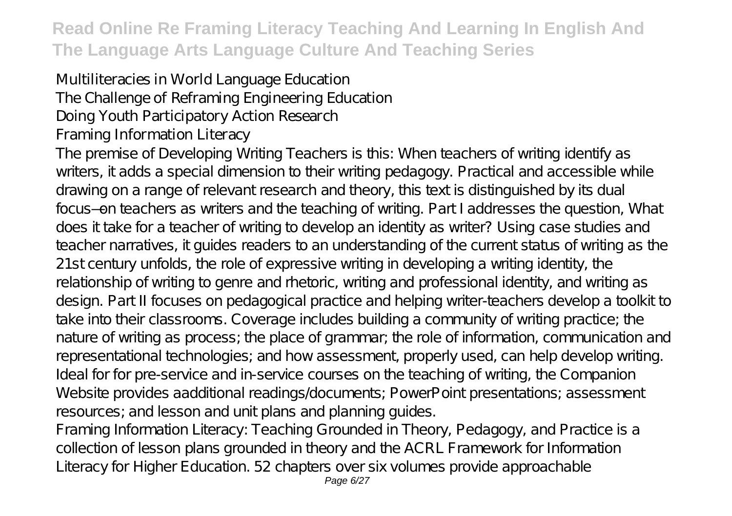Multiliteracies in World Language Education
The Challenge of Reframing Engineering Education
Doing Youth Participatory Action Research
Framing Information Literacy

The premise of Developing Writing Teachers is this: When teachers of writing identify as writers, it adds a special dimension to their writing pedagogy. Practical and accessible while drawing on a range of relevant research and theory, this text is distinguished by its dual focus—on teachers as writers and the teaching of writing. Part I addresses the question, What does it take for a teacher of writing to develop an identity as writer? Using case studies and teacher narratives, it guides readers to an understanding of the current status of writing as the 21st century unfolds, the role of expressive writing in developing a writing identity, the relationship of writing to genre and rhetoric, writing and professional identity, and writing as design. Part II focuses on pedagogical practice and helping writer-teachers develop a toolkit to take into their classrooms. Coverage includes building a community of writing practice; the nature of writing as process; the place of grammar; the role of information, communication and representational technologies; and how assessment, properly used, can help develop writing. Ideal for for pre-service and in-service courses on the teaching of writing, the Companion Website provides aadditional readings/documents; PowerPoint presentations; assessment resources; and lesson and unit plans and planning guides.

Framing Information Literacy: Teaching Grounded in Theory, Pedagogy, and Practice is a collection of lesson plans grounded in theory and the ACRL Framework for Information Literacy for Higher Education. 52 chapters over six volumes provide approachable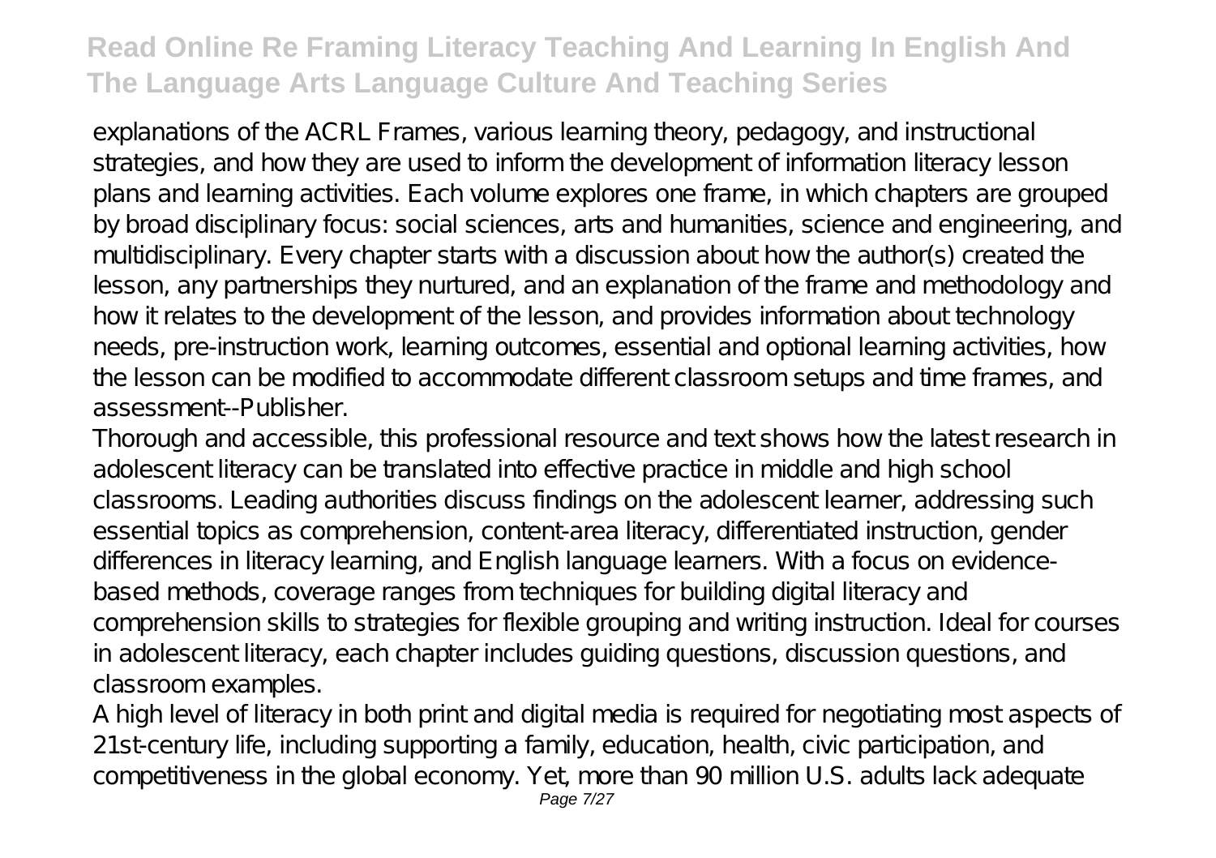explanations of the ACRL Frames, various learning theory, pedagogy, and instructional strategies, and how they are used to inform the development of information literacy lesson plans and learning activities. Each volume explores one frame, in which chapters are grouped by broad disciplinary focus: social sciences, arts and humanities, science and engineering, and multidisciplinary. Every chapter starts with a discussion about how the author(s) created the lesson, any partnerships they nurtured, and an explanation of the frame and methodology and how it relates to the development of the lesson, and provides information about technology needs, pre-instruction work, learning outcomes, essential and optional learning activities, how the lesson can be modified to accommodate different classroom setups and time frames, and assessment--Publisher.

Thorough and accessible, this professional resource and text shows how the latest research in adolescent literacy can be translated into effective practice in middle and high school classrooms. Leading authorities discuss findings on the adolescent learner, addressing such essential topics as comprehension, content-area literacy, differentiated instruction, gender differences in literacy learning, and English language learners. With a focus on evidence-based methods, coverage ranges from techniques for building digital literacy and comprehension skills to strategies for flexible grouping and writing instruction. Ideal for courses in adolescent literacy, each chapter includes guiding questions, discussion questions, and classroom examples.

A high level of literacy in both print and digital media is required for negotiating most aspects of 21st-century life, including supporting a family, education, health, civic participation, and competitiveness in the global economy. Yet, more than 90 million U.S. adults lack adequate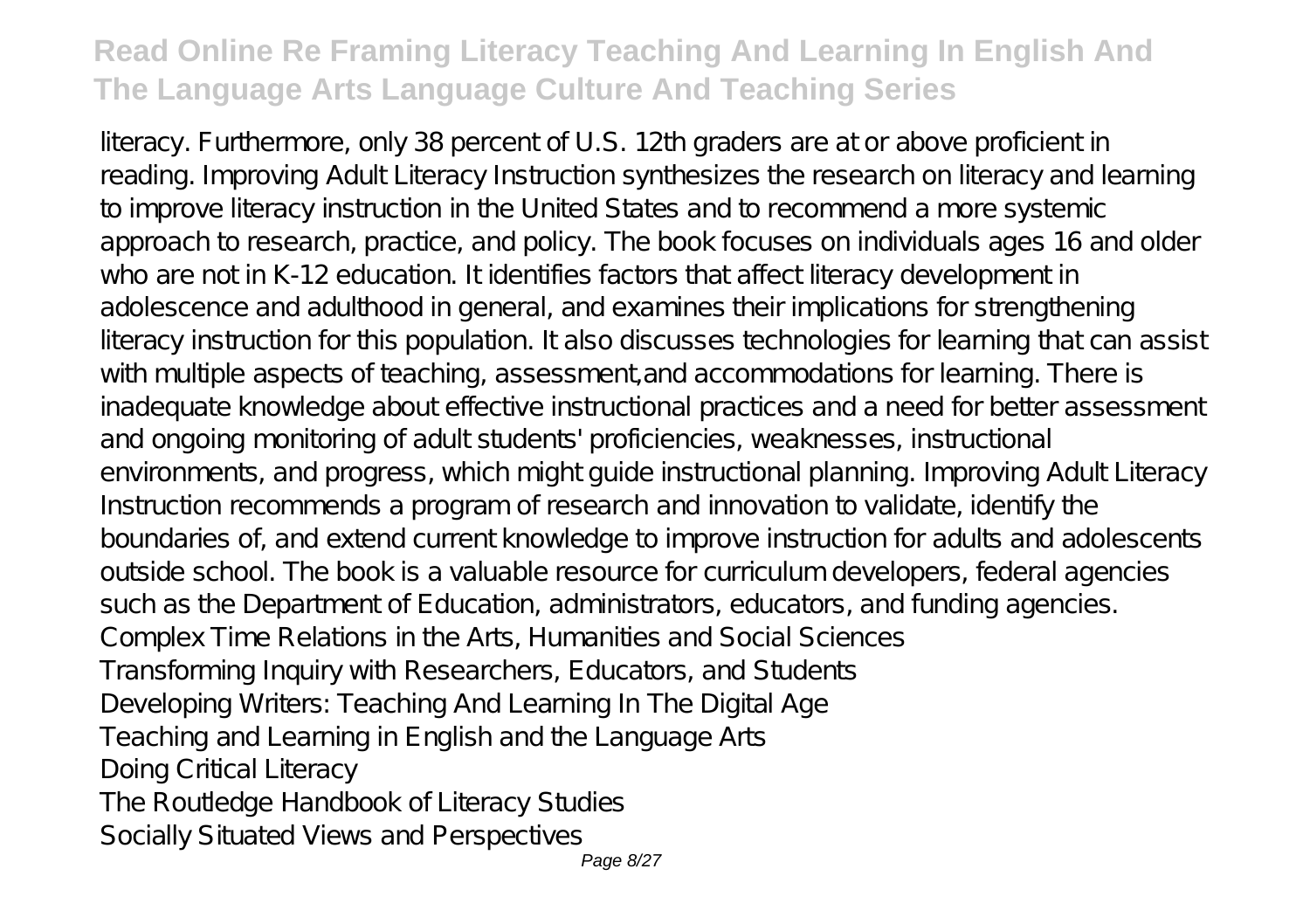literacy. Furthermore, only 38 percent of U.S. 12th graders are at or above proficient in reading. Improving Adult Literacy Instruction synthesizes the research on literacy and learning to improve literacy instruction in the United States and to recommend a more systemic approach to research, practice, and policy. The book focuses on individuals ages 16 and older who are not in K-12 education. It identifies factors that affect literacy development in adolescence and adulthood in general, and examines their implications for strengthening literacy instruction for this population. It also discusses technologies for learning that can assist with multiple aspects of teaching, assessment,and accommodations for learning. There is inadequate knowledge about effective instructional practices and a need for better assessment and ongoing monitoring of adult students' proficiencies, weaknesses, instructional environments, and progress, which might guide instructional planning. Improving Adult Literacy Instruction recommends a program of research and innovation to validate, identify the boundaries of, and extend current knowledge to improve instruction for adults and adolescents outside school. The book is a valuable resource for curriculum developers, federal agencies such as the Department of Education, administrators, educators, and funding agencies.

Complex Time Relations in the Arts, Humanities and Social Sciences

Transforming Inquiry with Researchers, Educators, and Students

Developing Writers: Teaching And Learning In The Digital Age

Teaching and Learning in English and the Language Arts

Doing Critical Literacy

The Routledge Handbook of Literacy Studies

Socially Situated Views and Perspectives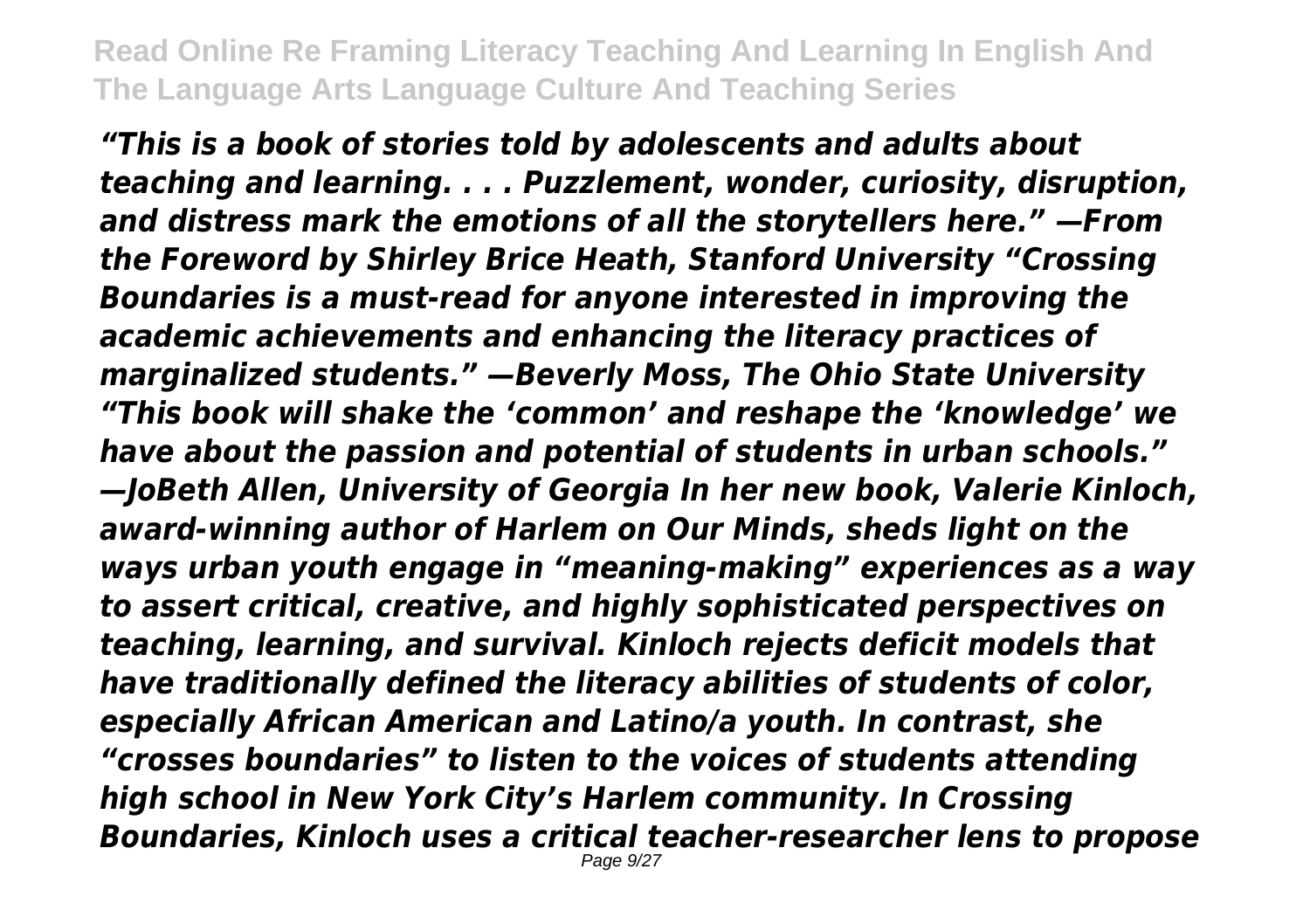*“This is a book of stories told by adolescents and adults about teaching and learning. . . . Puzzlement, wonder, curiosity, disruption, and distress mark the emotions of all the storytellers here.” —From the Foreword by Shirley Brice Heath, Stanford University “Crossing Boundaries is a must-read for anyone interested in improving the academic achievements and enhancing the literacy practices of marginalized students.” —Beverly Moss, The Ohio State University “This book will shake the ‘common’ and reshape the ‘knowledge’ we have about the passion and potential of students in urban schools.” —JoBeth Allen, University of Georgia In her new book, Valerie Kinloch, award-winning author of Harlem on Our Minds, sheds light on the ways urban youth engage in “meaning-making” experiences as a way to assert critical, creative, and highly sophisticated perspectives on teaching, learning, and survival. Kinloch rejects deficit models that have traditionally defined the literacy abilities of students of color, especially African American and Latino/a youth. In contrast, she “crosses boundaries” to listen to the voices of students attending high school in New York City’s Harlem community. In Crossing Boundaries, Kinloch uses a critical teacher-researcher lens to propose*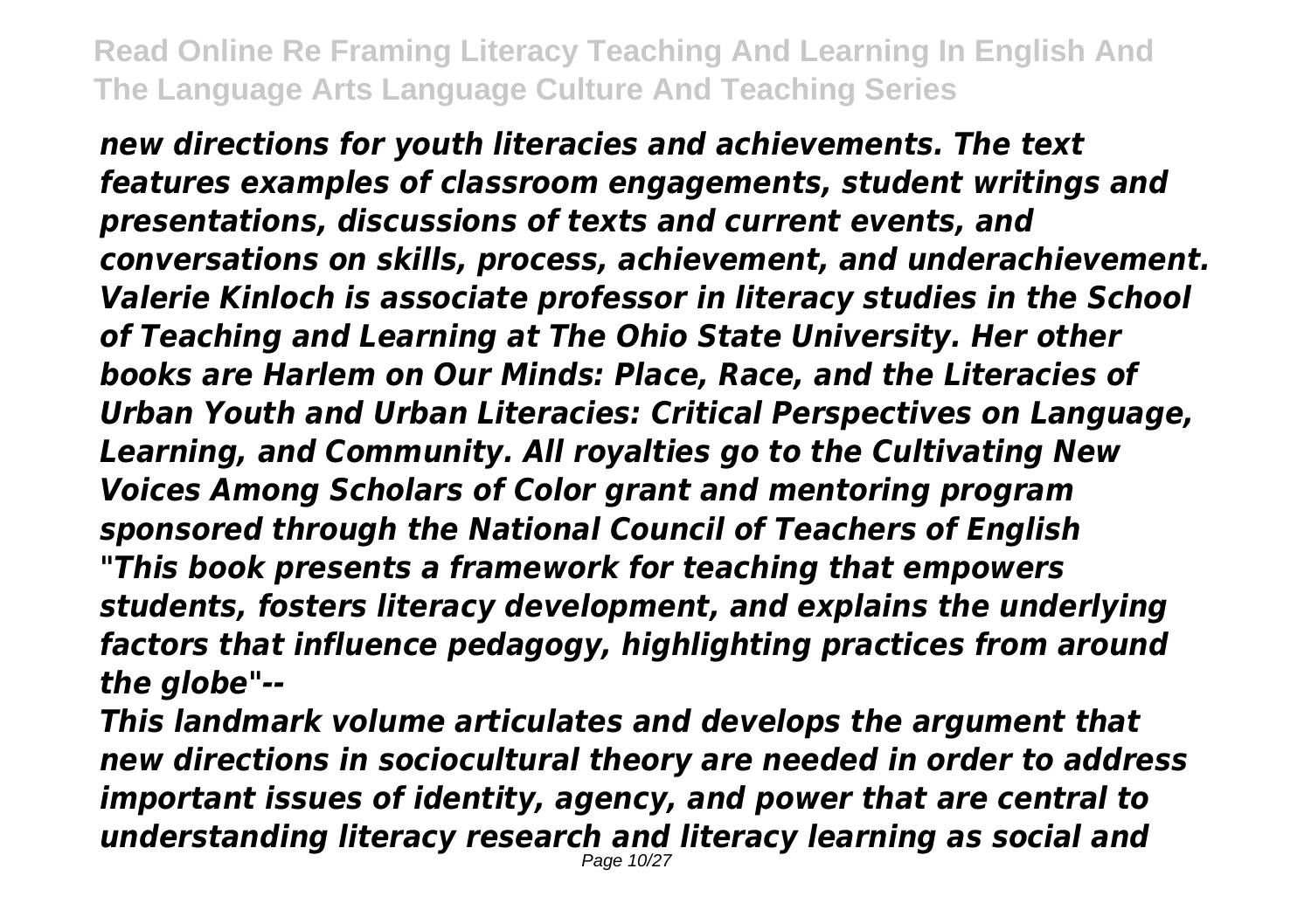*new directions for youth literacies and achievements. The text features examples of classroom engagements, student writings and presentations, discussions of texts and current events, and conversations on skills, process, achievement, and underachievement. Valerie Kinloch is associate professor in literacy studies in the School of Teaching and Learning at The Ohio State University. Her other books are Harlem on Our Minds: Place, Race, and the Literacies of Urban Youth and Urban Literacies: Critical Perspectives on Language, Learning, and Community. All royalties go to the Cultivating New Voices Among Scholars of Color grant and mentoring program sponsored through the National Council of Teachers of English*

*"This book presents a framework for teaching that empowers students, fosters literacy development, and explains the underlying factors that influence pedagogy, highlighting practices from around the globe"--*

*This landmark volume articulates and develops the argument that new directions in sociocultural theory are needed in order to address important issues of identity, agency, and power that are central to understanding literacy research and literacy learning as social and*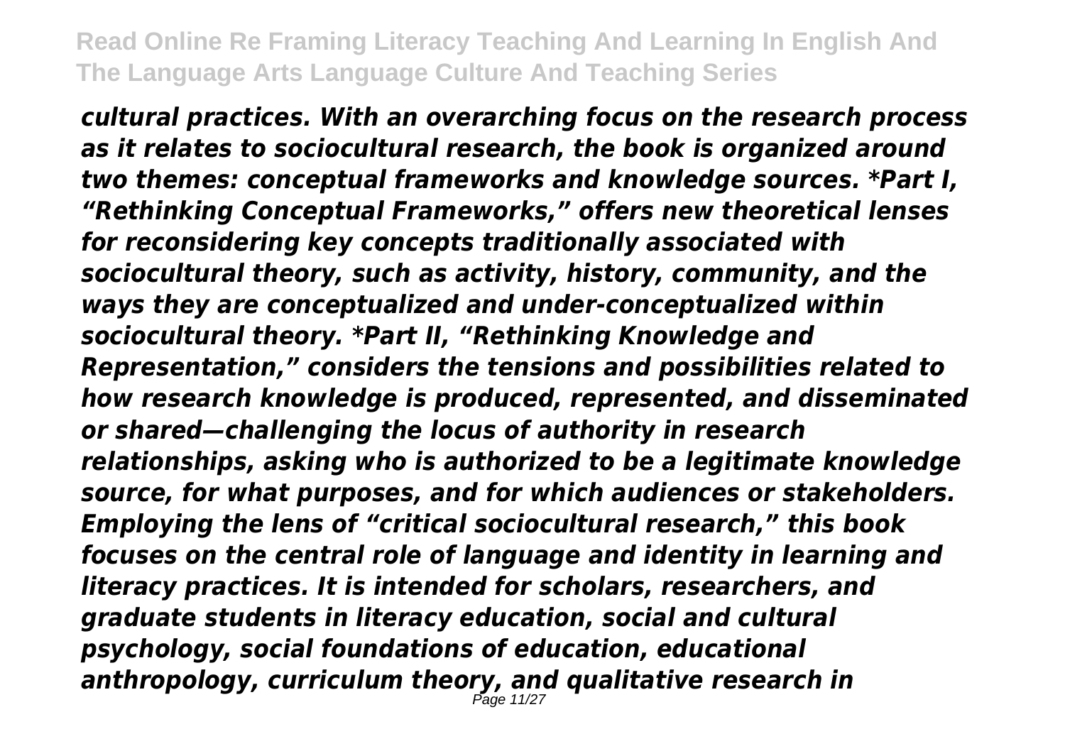*cultural practices. With an overarching focus on the research process as it relates to sociocultural research, the book is organized around two themes: conceptual frameworks and knowledge sources. *Part I, "Rethinking Conceptual Frameworks," offers new theoretical lenses for reconsidering key concepts traditionally associated with sociocultural theory, such as activity, history, community, and the ways they are conceptualized and under-conceptualized within sociocultural theory. *Part II, "Rethinking Knowledge and Representation," considers the tensions and possibilities related to how research knowledge is produced, represented, and disseminated or shared—challenging the locus of authority in research relationships, asking who is authorized to be a legitimate knowledge source, for what purposes, and for which audiences or stakeholders. Employing the lens of "critical sociocultural research," this book focuses on the central role of language and identity in learning and literacy practices. It is intended for scholars, researchers, and graduate students in literacy education, social and cultural psychology, social foundations of education, educational anthropology, curriculum theory, and qualitative research in*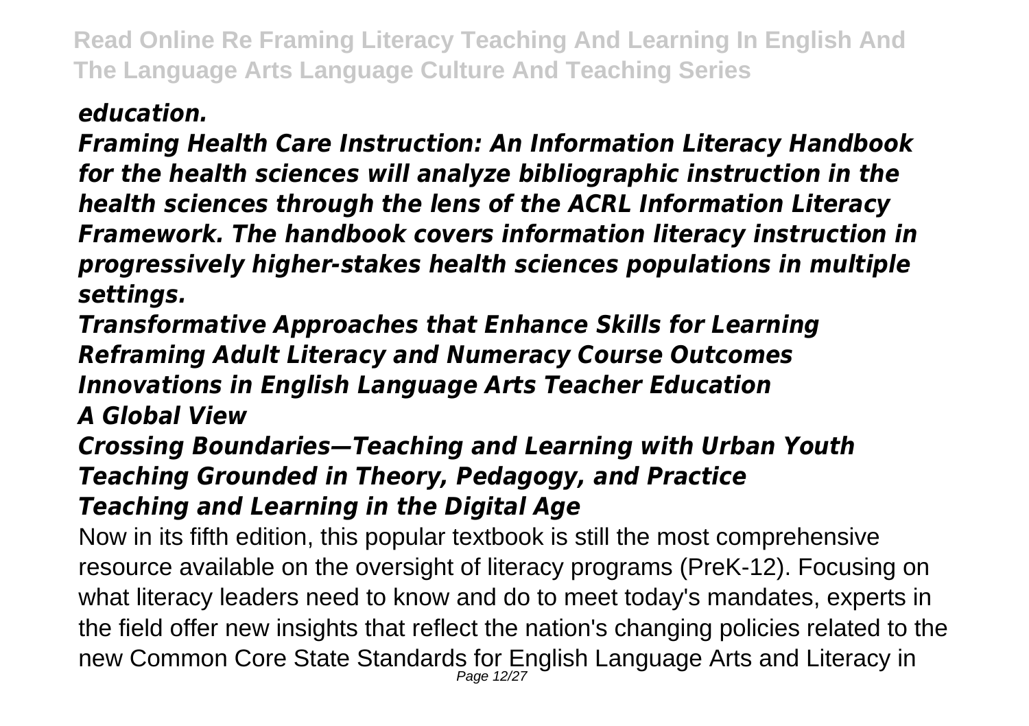*education.*

*Framing Health Care Instruction: An Information Literacy Handbook for the health sciences will analyze bibliographic instruction in the health sciences through the lens of the ACRL Information Literacy Framework. The handbook covers information literacy instruction in progressively higher-stakes health sciences populations in multiple settings.*

*Transformative Approaches that Enhance Skills for Learning*
*Reframing Adult Literacy and Numeracy Course Outcomes*
*Innovations in English Language Arts Teacher Education*
*A Global View*
*Crossing Boundaries—Teaching and Learning with Urban Youth*
*Teaching Grounded in Theory, Pedagogy, and Practice*
*Teaching and Learning in the Digital Age*

Now in its fifth edition, this popular textbook is still the most comprehensive resource available on the oversight of literacy programs (PreK-12). Focusing on what literacy leaders need to know and do to meet today's mandates, experts in the field offer new insights that reflect the nation's changing policies related to the new Common Core State Standards for English Language Arts and Literacy in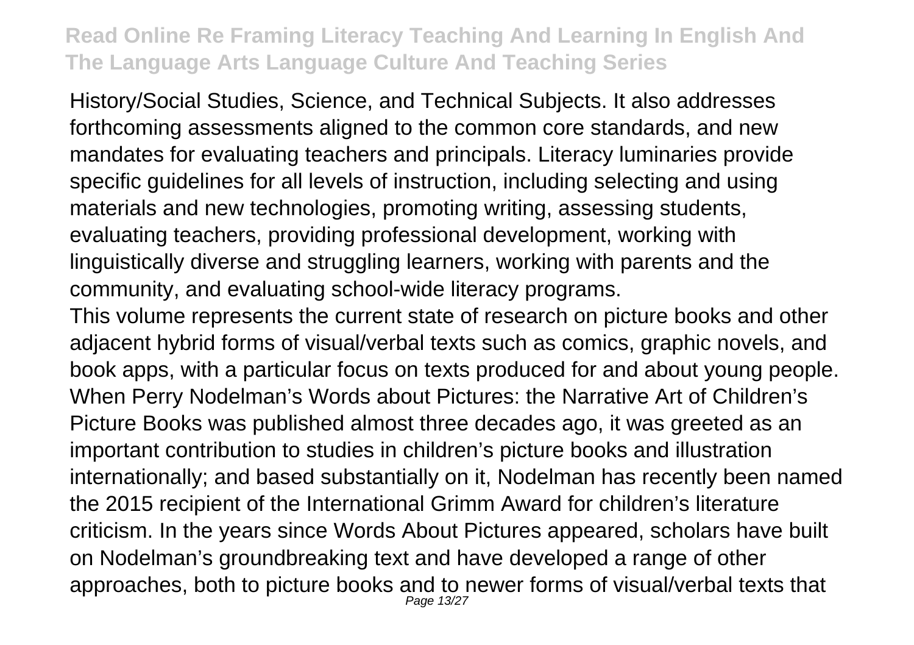History/Social Studies, Science, and Technical Subjects. It also addresses forthcoming assessments aligned to the common core standards, and new mandates for evaluating teachers and principals. Literacy luminaries provide specific guidelines for all levels of instruction, including selecting and using materials and new technologies, promoting writing, assessing students, evaluating teachers, providing professional development, working with linguistically diverse and struggling learners, working with parents and the community, and evaluating school-wide literacy programs.

This volume represents the current state of research on picture books and other adjacent hybrid forms of visual/verbal texts such as comics, graphic novels, and book apps, with a particular focus on texts produced for and about young people. When Perry Nodelman's Words about Pictures: the Narrative Art of Children's Picture Books was published almost three decades ago, it was greeted as an important contribution to studies in children's picture books and illustration internationally; and based substantially on it, Nodelman has recently been named the 2015 recipient of the International Grimm Award for children's literature criticism. In the years since Words About Pictures appeared, scholars have built on Nodelman's groundbreaking text and have developed a range of other approaches, both to picture books and to newer forms of visual/verbal texts that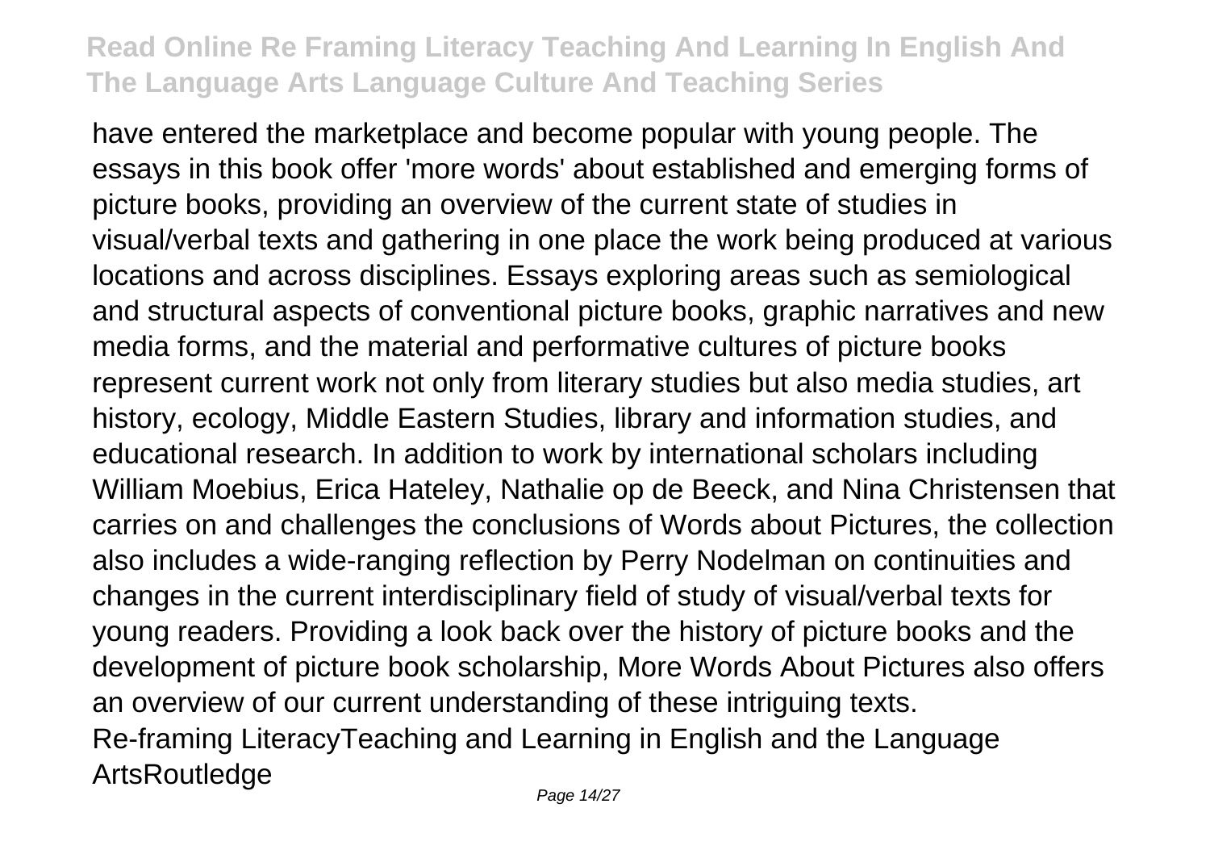have entered the marketplace and become popular with young people. The essays in this book offer 'more words' about established and emerging forms of picture books, providing an overview of the current state of studies in visual/verbal texts and gathering in one place the work being produced at various locations and across disciplines. Essays exploring areas such as semiological and structural aspects of conventional picture books, graphic narratives and new media forms, and the material and performative cultures of picture books represent current work not only from literary studies but also media studies, art history, ecology, Middle Eastern Studies, library and information studies, and educational research. In addition to work by international scholars including William Moebius, Erica Hateley, Nathalie op de Beeck, and Nina Christensen that carries on and challenges the conclusions of Words about Pictures, the collection also includes a wide-ranging reflection by Perry Nodelman on continuities and changes in the current interdisciplinary field of study of visual/verbal texts for young readers. Providing a look back over the history of picture books and the development of picture book scholarship, More Words About Pictures also offers an overview of our current understanding of these intriguing texts.

Re-framing LiteracyTeaching and Learning in English and the Language ArtsRoutledge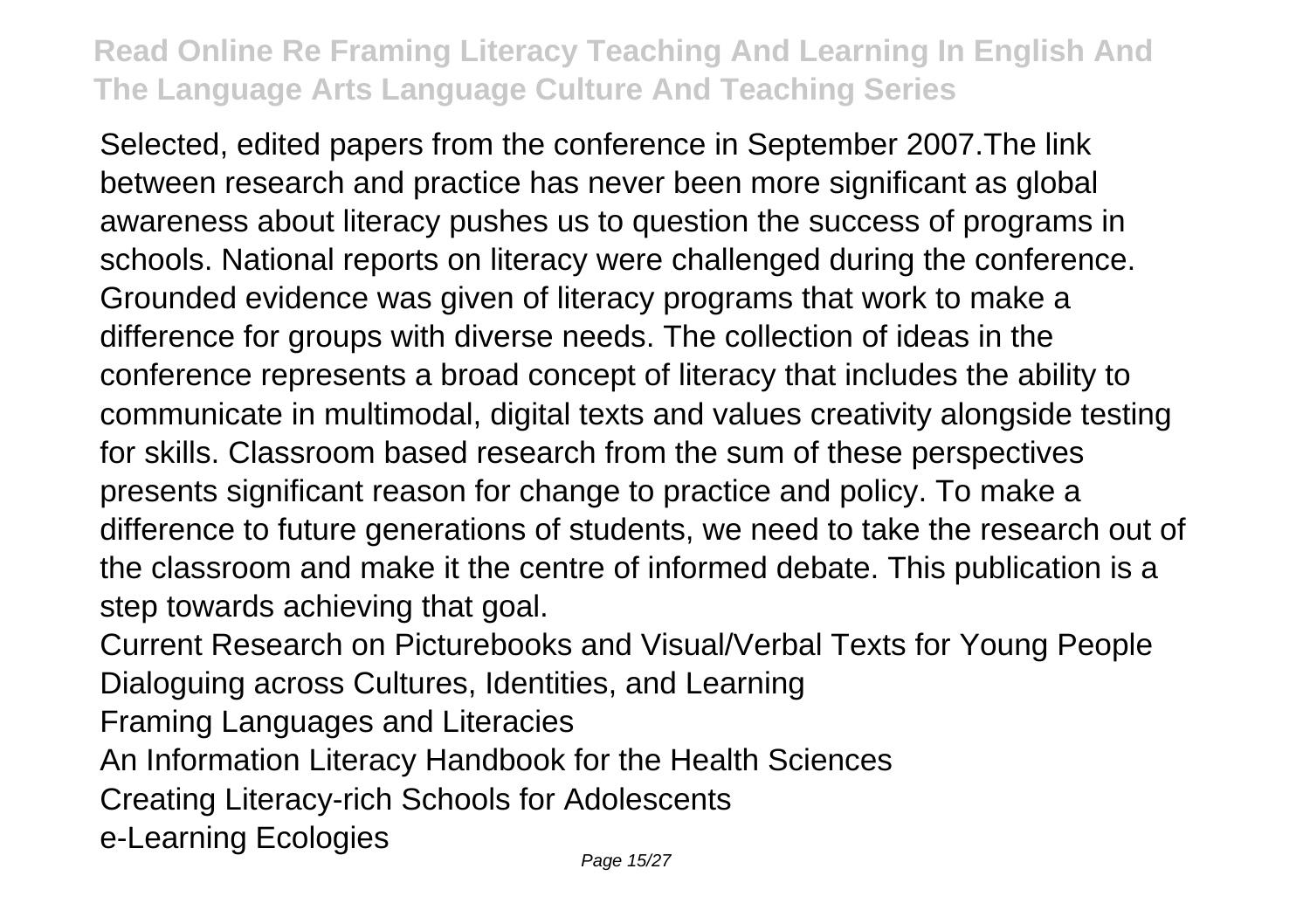Selected, edited papers from the conference in September 2007.The link between research and practice has never been more significant as global awareness about literacy pushes us to question the success of programs in schools. National reports on literacy were challenged during the conference. Grounded evidence was given of literacy programs that work to make a difference for groups with diverse needs. The collection of ideas in the conference represents a broad concept of literacy that includes the ability to communicate in multimodal, digital texts and values creativity alongside testing for skills. Classroom based research from the sum of these perspectives presents significant reason for change to practice and policy. To make a difference to future generations of students, we need to take the research out of the classroom and make it the centre of informed debate. This publication is a step towards achieving that goal.

Current Research on Picturebooks and Visual/Verbal Texts for Young People

Dialoguing across Cultures, Identities, and Learning

Framing Languages and Literacies

An Information Literacy Handbook for the Health Sciences

Creating Literacy-rich Schools for Adolescents

e-Learning Ecologies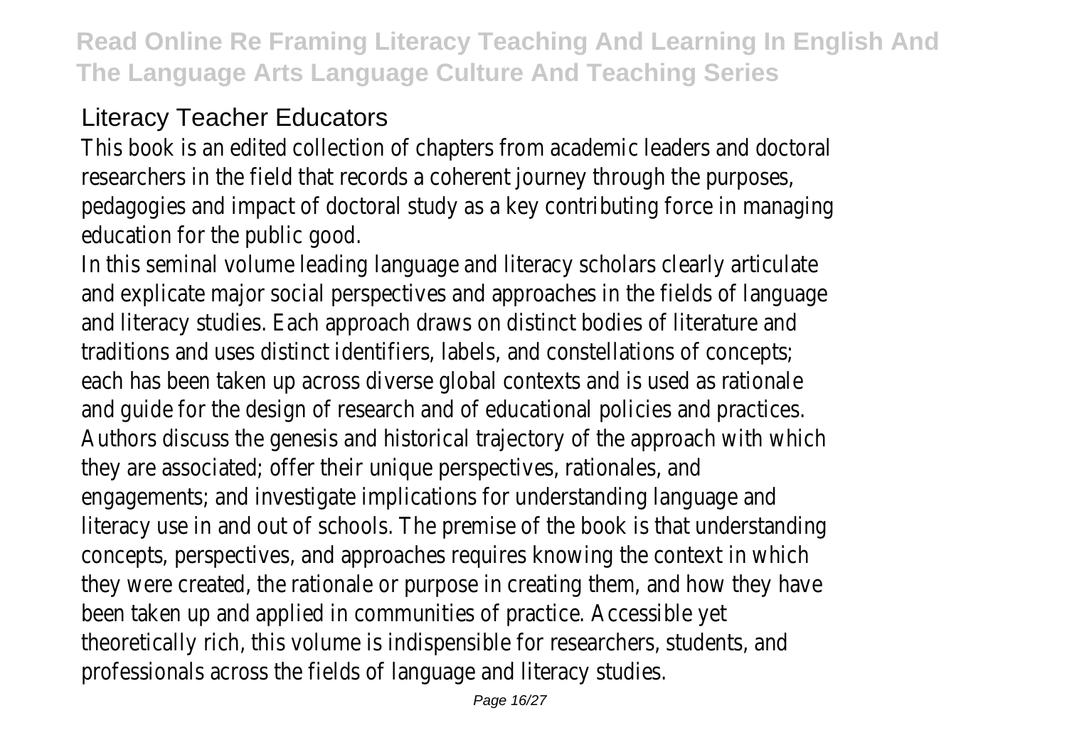## Literacy Teacher Educators

This book is an edited collection of chapters from academic leaders and doctoral researchers in the field that records a coherent journey through the purposes, pedagogies and impact of doctoral study as a key contributing force in managing education for the public good.

In this seminal volume leading language and literacy scholars clearly articulate and explicate major social perspectives and approaches in the fields of language and literacy studies. Each approach draws on distinct bodies of literature and traditions and uses distinct identifiers, labels, and constellations of concepts; each has been taken up across diverse global contexts and is used as rationale and guide for the design of research and of educational policies and practices. Authors discuss the genesis and historical trajectory of the approach with which they are associated; offer their unique perspectives, rationales, and engagements; and investigate implications for understanding language and literacy use in and out of schools. The premise of the book is that understanding concepts, perspectives, and approaches requires knowing the context in which they were created, the rationale or purpose in creating them, and how they have been taken up and applied in communities of practice. Accessible yet theoretically rich, this volume is indispensible for researchers, students, and professionals across the fields of language and literacy studies.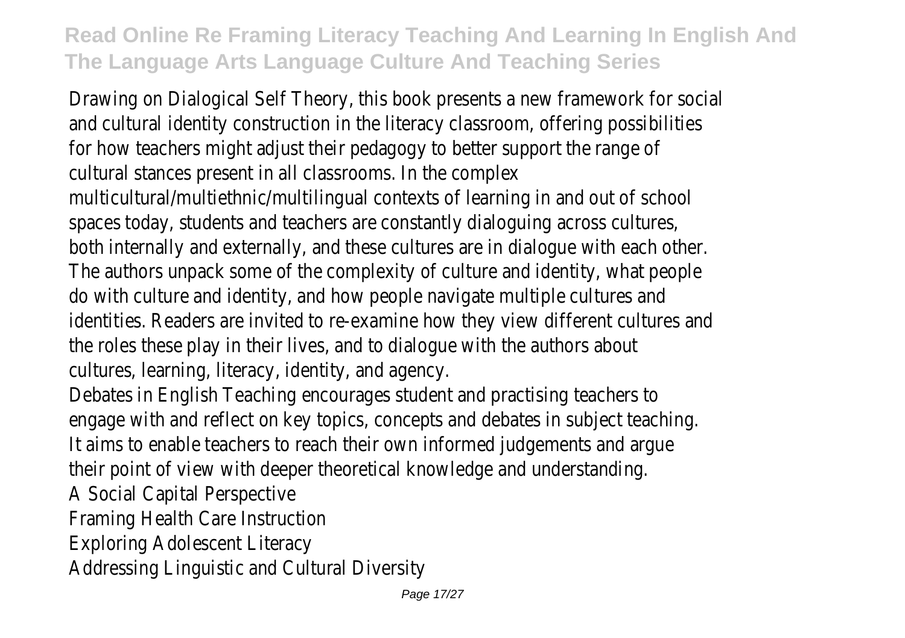Drawing on Dialogical Self Theory, this book presents a new framework for social and cultural identity construction in the literacy classroom, offering possibilities for how teachers might adjust their pedagogy to better support the range of cultural stances present in all classrooms. In the complex multicultural/multiethnic/multilingual contexts of learning in and out of school spaces today, students and teachers are constantly dialoguing across cultures, both internally and externally, and these cultures are in dialogue with each other. The authors unpack some of the complexity of culture and identity, what people do with culture and identity, and how people navigate multiple cultures and identities. Readers are invited to re-examine how they view different cultures and the roles these play in their lives, and to dialogue with the authors about cultures, learning, literacy, identity, and agency.

Debates in English Teaching encourages student and practising teachers to engage with and reflect on key topics, concepts and debates in subject teaching. It aims to enable teachers to reach their own informed judgements and argue their point of view with deeper theoretical knowledge and understanding.

A Social Capital Perspective

Framing Health Care Instruction

Exploring Adolescent Literacy

Addressing Linguistic and Cultural Diversity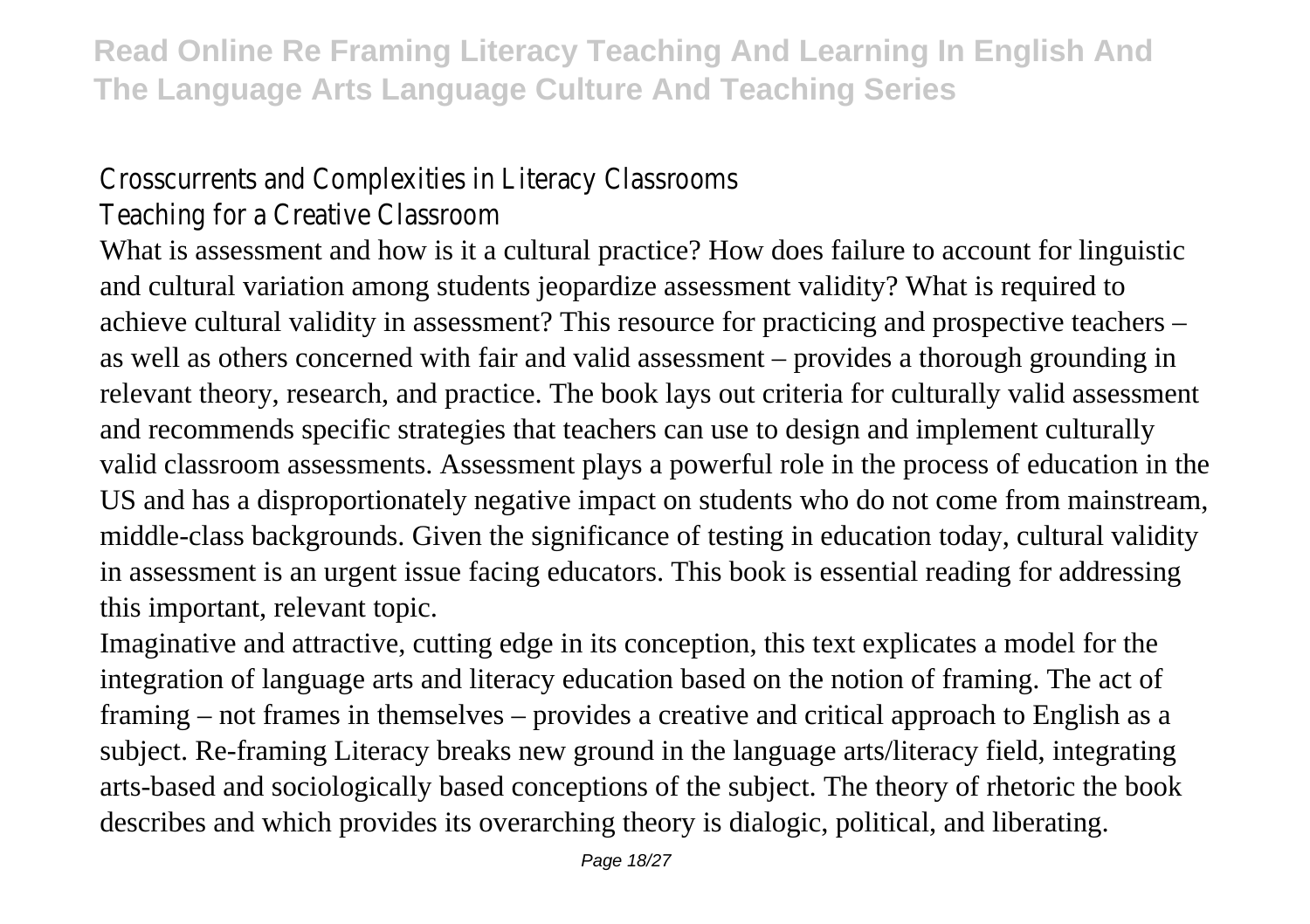Crosscurrents and Complexities in Literacy Classrooms

Teaching for a Creative Classroom

What is assessment and how is it a cultural practice? How does failure to account for linguistic and cultural variation among students jeopardize assessment validity? What is required to achieve cultural validity in assessment? This resource for practicing and prospective teachers – as well as others concerned with fair and valid assessment – provides a thorough grounding in relevant theory, research, and practice. The book lays out criteria for culturally valid assessment and recommends specific strategies that teachers can use to design and implement culturally valid classroom assessments. Assessment plays a powerful role in the process of education in the US and has a disproportionately negative impact on students who do not come from mainstream, middle-class backgrounds. Given the significance of testing in education today, cultural validity in assessment is an urgent issue facing educators. This book is essential reading for addressing this important, relevant topic.

Imaginative and attractive, cutting edge in its conception, this text explicates a model for the integration of language arts and literacy education based on the notion of framing. The act of framing – not frames in themselves – provides a creative and critical approach to English as a subject. Re-framing Literacy breaks new ground in the language arts/literacy field, integrating arts-based and sociologically based conceptions of the subject. The theory of rhetoric the book describes and which provides its overarching theory is dialogic, political, and liberating.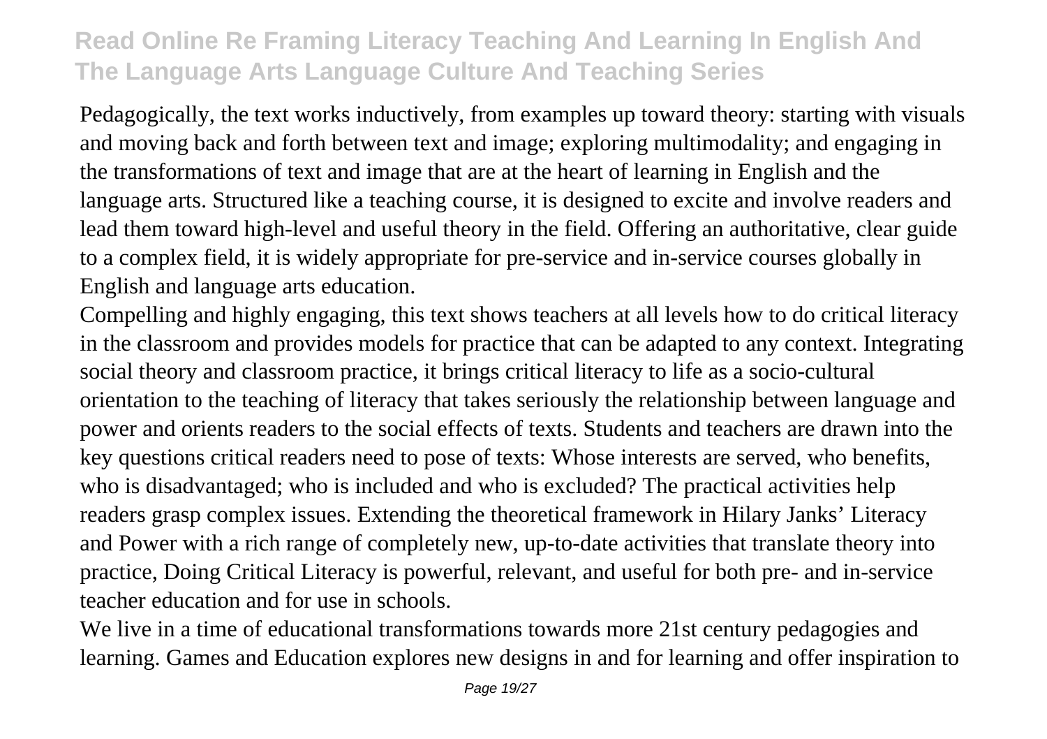Pedagogically, the text works inductively, from examples up toward theory: starting with visuals and moving back and forth between text and image; exploring multimodality; and engaging in the transformations of text and image that are at the heart of learning in English and the language arts. Structured like a teaching course, it is designed to excite and involve readers and lead them toward high-level and useful theory in the field. Offering an authoritative, clear guide to a complex field, it is widely appropriate for pre-service and in-service courses globally in English and language arts education.

Compelling and highly engaging, this text shows teachers at all levels how to do critical literacy in the classroom and provides models for practice that can be adapted to any context. Integrating social theory and classroom practice, it brings critical literacy to life as a socio-cultural orientation to the teaching of literacy that takes seriously the relationship between language and power and orients readers to the social effects of texts. Students and teachers are drawn into the key questions critical readers need to pose of texts: Whose interests are served, who benefits, who is disadvantaged; who is included and who is excluded? The practical activities help readers grasp complex issues. Extending the theoretical framework in Hilary Janks' Literacy and Power with a rich range of completely new, up-to-date activities that translate theory into practice, Doing Critical Literacy is powerful, relevant, and useful for both pre- and in-service teacher education and for use in schools.

We live in a time of educational transformations towards more 21st century pedagogies and learning. Games and Education explores new designs in and for learning and offer inspiration to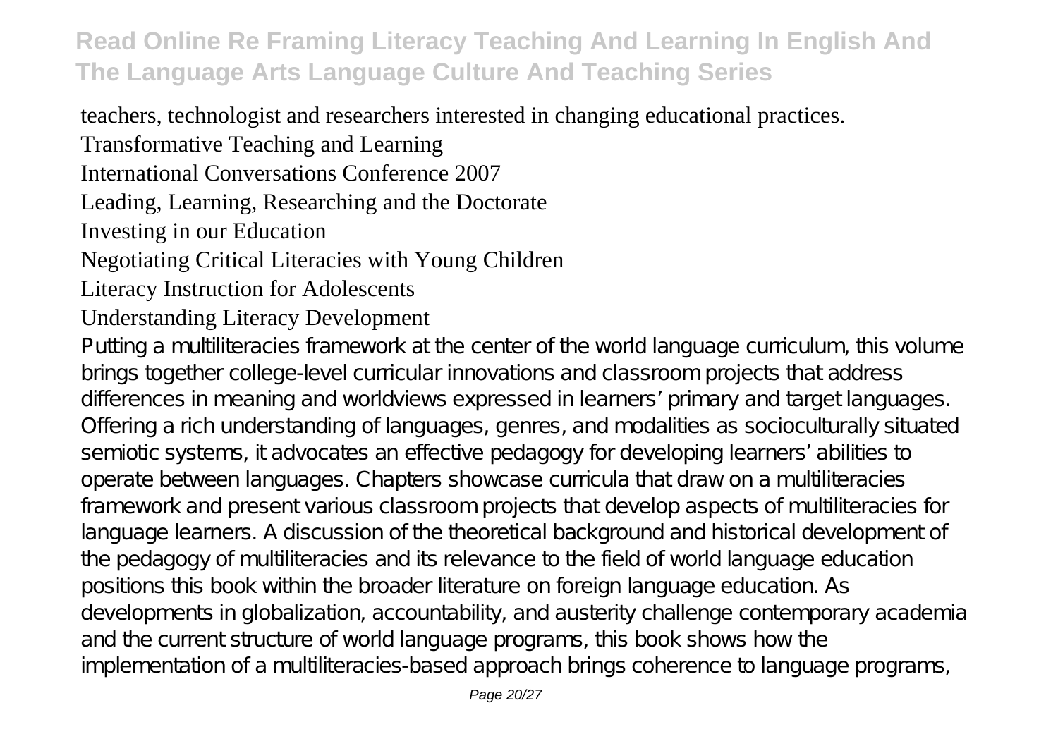teachers, technologist and researchers interested in changing educational practices.

Transformative Teaching and Learning

International Conversations Conference 2007

Leading, Learning, Researching and the Doctorate

Investing in our Education

Negotiating Critical Literacies with Young Children

Literacy Instruction for Adolescents

Understanding Literacy Development

Putting a multiliteracies framework at the center of the world language curriculum, this volume brings together college-level curricular innovations and classroom projects that address differences in meaning and worldviews expressed in learners' primary and target languages. Offering a rich understanding of languages, genres, and modalities as socioculturally situated semiotic systems, it advocates an effective pedagogy for developing learners' abilities to operate between languages. Chapters showcase curricula that draw on a multiliteracies framework and present various classroom projects that develop aspects of multiliteracies for language learners. A discussion of the theoretical background and historical development of the pedagogy of multiliteracies and its relevance to the field of world language education positions this book within the broader literature on foreign language education. As developments in globalization, accountability, and austerity challenge contemporary academia and the current structure of world language programs, this book shows how the implementation of a multiliteracies-based approach brings coherence to language programs,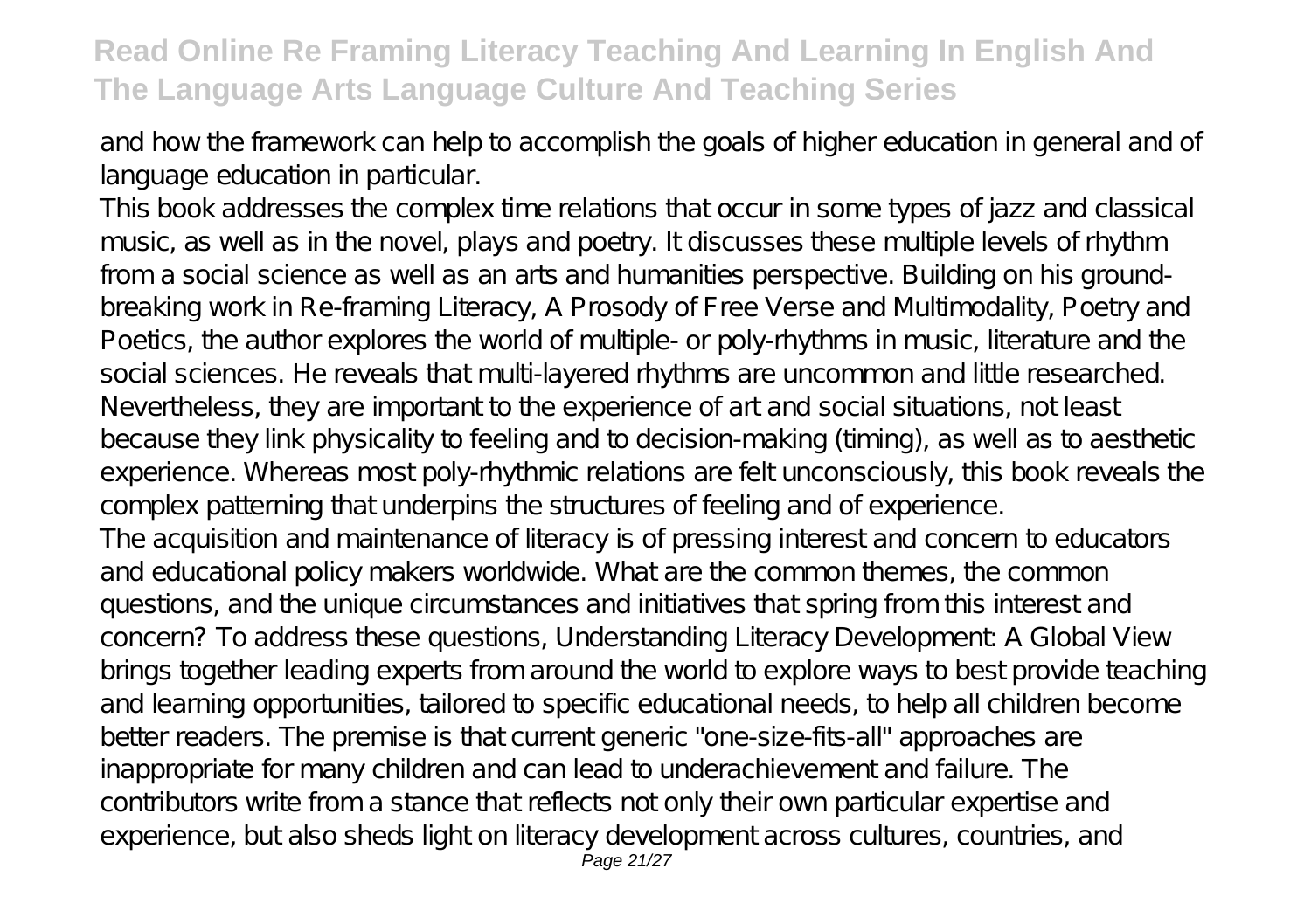and how the framework can help to accomplish the goals of higher education in general and of language education in particular.

This book addresses the complex time relations that occur in some types of jazz and classical music, as well as in the novel, plays and poetry. It discusses these multiple levels of rhythm from a social science as well as an arts and humanities perspective. Building on his ground-breaking work in Re-framing Literacy, A Prosody of Free Verse and Multimodality, Poetry and Poetics, the author explores the world of multiple- or poly-rhythms in music, literature and the social sciences. He reveals that multi-layered rhythms are uncommon and little researched. Nevertheless, they are important to the experience of art and social situations, not least because they link physicality to feeling and to decision-making (timing), as well as to aesthetic experience. Whereas most poly-rhythmic relations are felt unconsciously, this book reveals the complex patterning that underpins the structures of feeling and of experience.

The acquisition and maintenance of literacy is of pressing interest and concern to educators and educational policy makers worldwide. What are the common themes, the common questions, and the unique circumstances and initiatives that spring from this interest and concern? To address these questions, Understanding Literacy Development: A Global View brings together leading experts from around the world to explore ways to best provide teaching and learning opportunities, tailored to specific educational needs, to help all children become better readers. The premise is that current generic "one-size-fits-all" approaches are inappropriate for many children and can lead to underachievement and failure. The contributors write from a stance that reflects not only their own particular expertise and experience, but also sheds light on literacy development across cultures, countries, and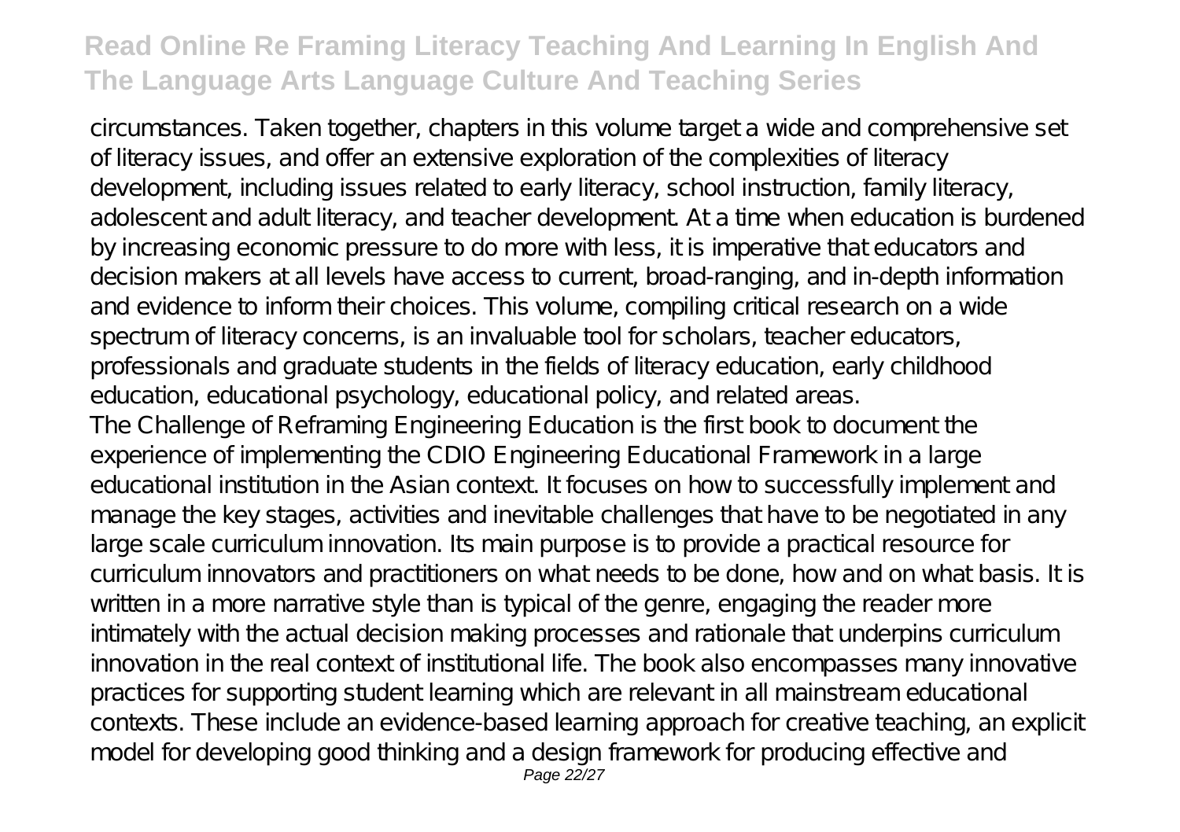circumstances. Taken together, chapters in this volume target a wide and comprehensive set of literacy issues, and offer an extensive exploration of the complexities of literacy development, including issues related to early literacy, school instruction, family literacy, adolescent and adult literacy, and teacher development. At a time when education is burdened by increasing economic pressure to do more with less, it is imperative that educators and decision makers at all levels have access to current, broad-ranging, and in-depth information and evidence to inform their choices. This volume, compiling critical research on a wide spectrum of literacy concerns, is an invaluable tool for scholars, teacher educators, professionals and graduate students in the fields of literacy education, early childhood education, educational psychology, educational policy, and related areas.

The Challenge of Reframing Engineering Education is the first book to document the experience of implementing the CDIO Engineering Educational Framework in a large educational institution in the Asian context. It focuses on how to successfully implement and manage the key stages, activities and inevitable challenges that have to be negotiated in any large scale curriculum innovation. Its main purpose is to provide a practical resource for curriculum innovators and practitioners on what needs to be done, how and on what basis. It is written in a more narrative style than is typical of the genre, engaging the reader more intimately with the actual decision making processes and rationale that underpins curriculum innovation in the real context of institutional life. The book also encompasses many innovative practices for supporting student learning which are relevant in all mainstream educational contexts. These include an evidence-based learning approach for creative teaching, an explicit model for developing good thinking and a design framework for producing effective and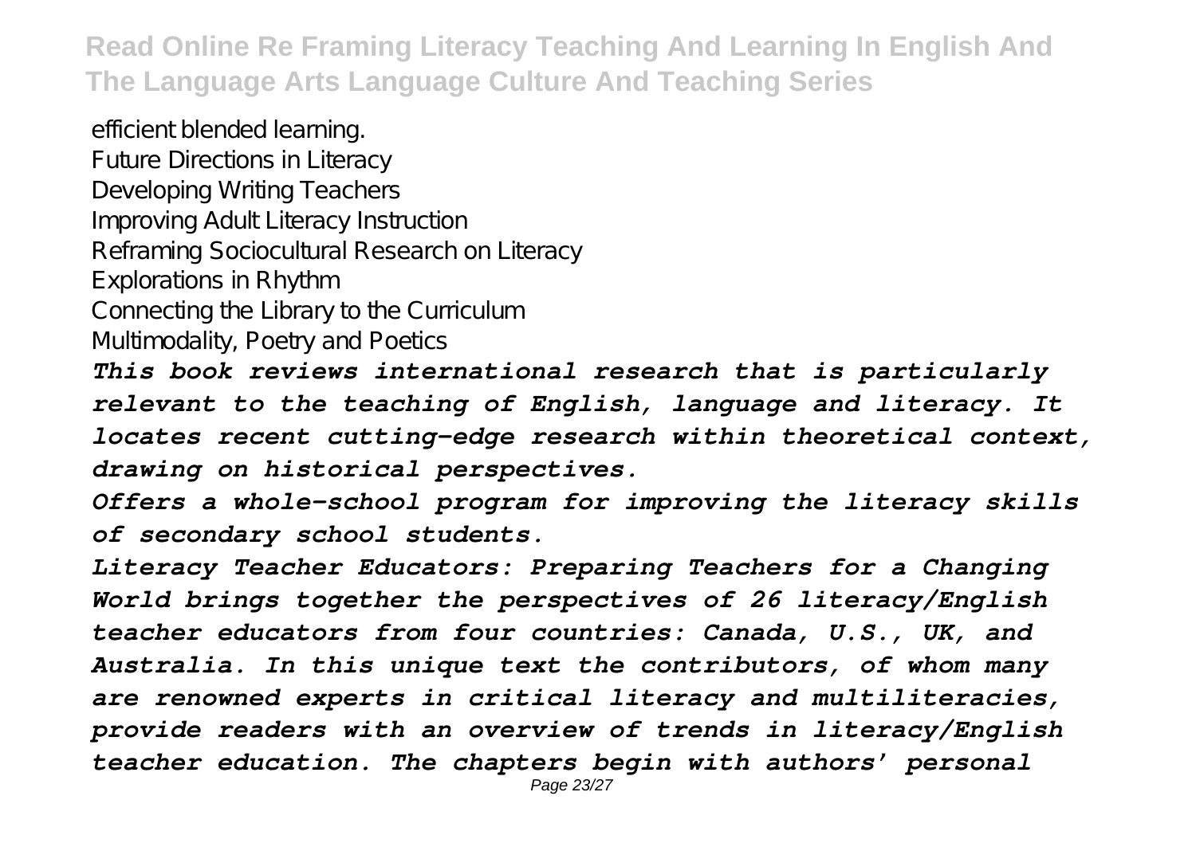efficient blended learning.

Future Directions in Literacy

Developing Writing Teachers

Improving Adult Literacy Instruction

Reframing Sociocultural Research on Literacy

Explorations in Rhythm

Connecting the Library to the Curriculum

Multimodality, Poetry and Poetics

***This book reviews international research that is particularly relevant to the teaching of English, language and literacy. It locates recent cutting-edge research within theoretical context, drawing on historical perspectives.***

***Offers a whole-school program for improving the literacy skills of secondary school students.***

***Literacy Teacher Educators: Preparing Teachers for a Changing World brings together the perspectives of 26 literacy/English teacher educators from four countries: Canada, U.S., UK, and Australia. In this unique text the contributors, of whom many are renowned experts in critical literacy and multiliteracies, provide readers with an overview of trends in literacy/English teacher education. The chapters begin with authors' personal***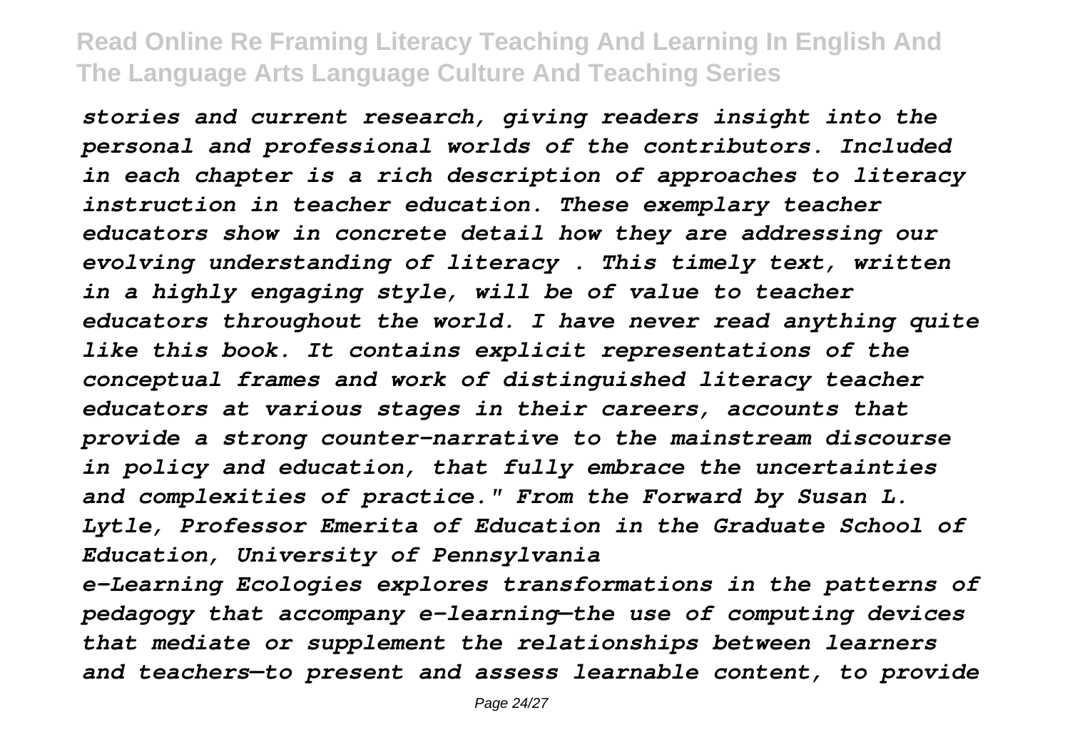*stories and current research, giving readers insight into the personal and professional worlds of the contributors. Included in each chapter is a rich description of approaches to literacy instruction in teacher education. These exemplary teacher educators show in concrete detail how they are addressing our evolving understanding of literacy . This timely text, written in a highly engaging style, will be of value to teacher educators throughout the world. I have never read anything quite like this book. It contains explicit representations of the conceptual frames and work of distinguished literacy teacher educators at various stages in their careers, accounts that provide a strong counter-narrative to the mainstream discourse in policy and education, that fully embrace the uncertainties and complexities of practice." From the Forward by Susan L. Lytle, Professor Emerita of Education in the Graduate School of Education, University of Pennsylvania*

*e-Learning Ecologies explores transformations in the patterns of pedagogy that accompany e-learning—the use of computing devices that mediate or supplement the relationships between learners and teachers—to present and assess learnable content, to provide*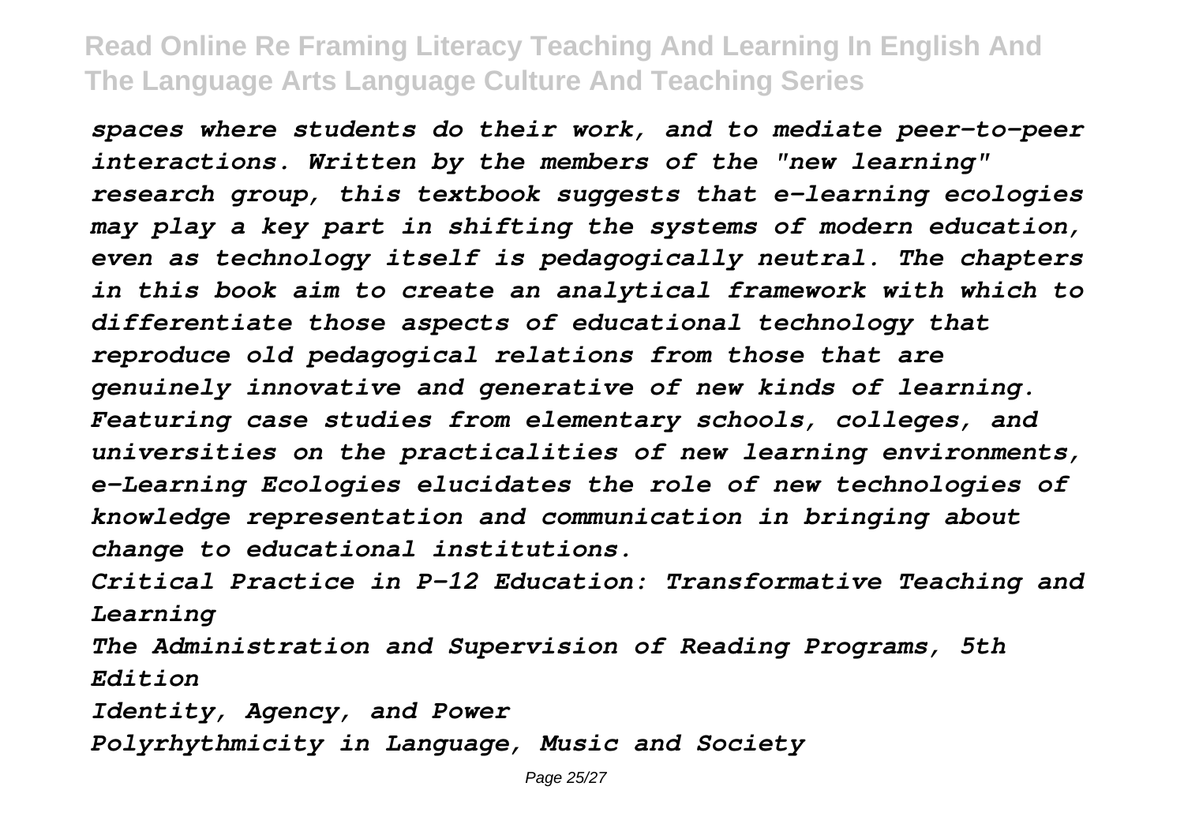*spaces where students do their work, and to mediate peer-to-peer interactions. Written by the members of the "new learning" research group, this textbook suggests that e-learning ecologies may play a key part in shifting the systems of modern education, even as technology itself is pedagogically neutral. The chapters in this book aim to create an analytical framework with which to differentiate those aspects of educational technology that reproduce old pedagogical relations from those that are genuinely innovative and generative of new kinds of learning. Featuring case studies from elementary schools, colleges, and universities on the practicalities of new learning environments, e-Learning Ecologies elucidates the role of new technologies of knowledge representation and communication in bringing about change to educational institutions.*

*Critical Practice in P-12 Education: Transformative Teaching and Learning*

*The Administration and Supervision of Reading Programs, 5th Edition*

*Identity, Agency, and Power*

*Polyrhythmicity in Language, Music and Society*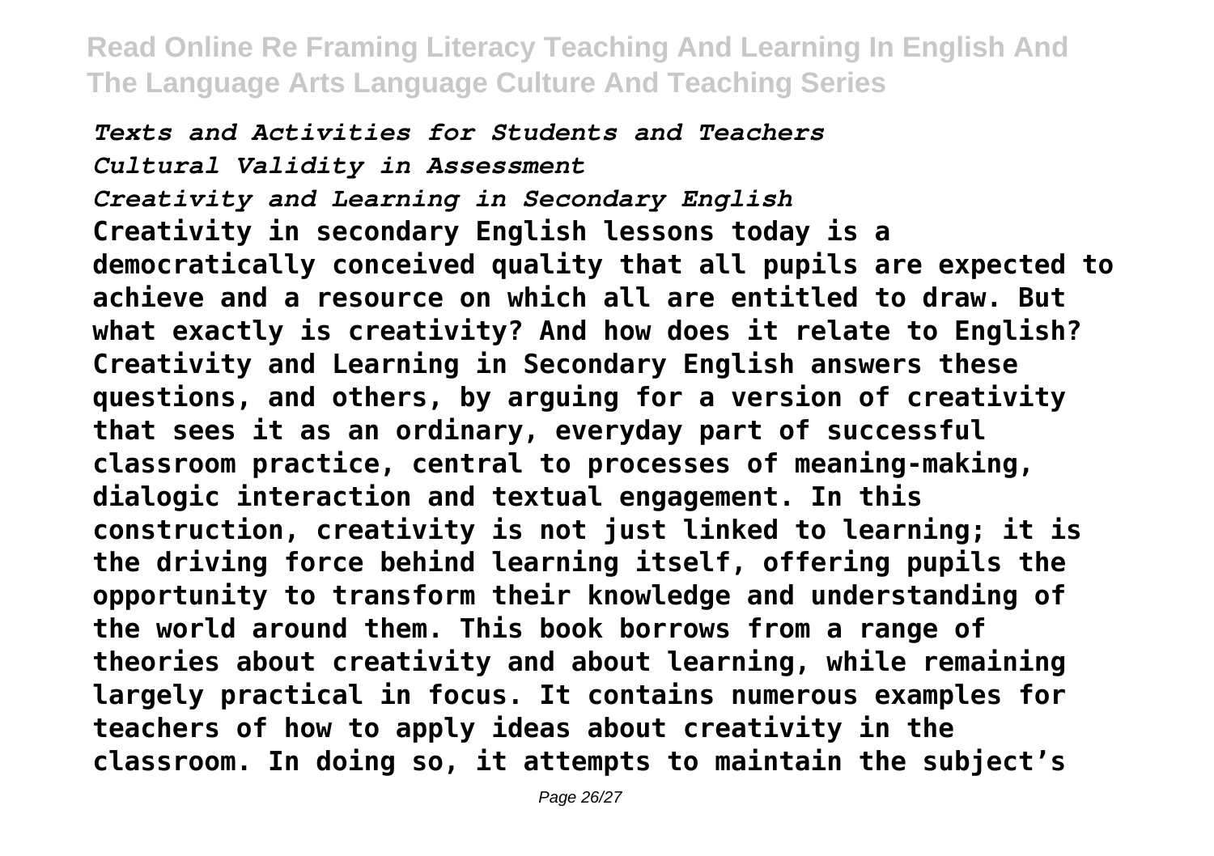*Texts and Activities for Students and Teachers*

*Cultural Validity in Assessment*

*Creativity and Learning in Secondary English*

**Creativity in secondary English lessons today is a democratically conceived quality that all pupils are expected to achieve and a resource on which all are entitled to draw. But what exactly is creativity? And how does it relate to English? Creativity and Learning in Secondary English answers these questions, and others, by arguing for a version of creativity that sees it as an ordinary, everyday part of successful classroom practice, central to processes of meaning-making, dialogic interaction and textual engagement. In this construction, creativity is not just linked to learning; it is the driving force behind learning itself, offering pupils the opportunity to transform their knowledge and understanding of the world around them. This book borrows from a range of theories about creativity and about learning, while remaining largely practical in focus. It contains numerous examples for teachers of how to apply ideas about creativity in the classroom. In doing so, it attempts to maintain the subject's**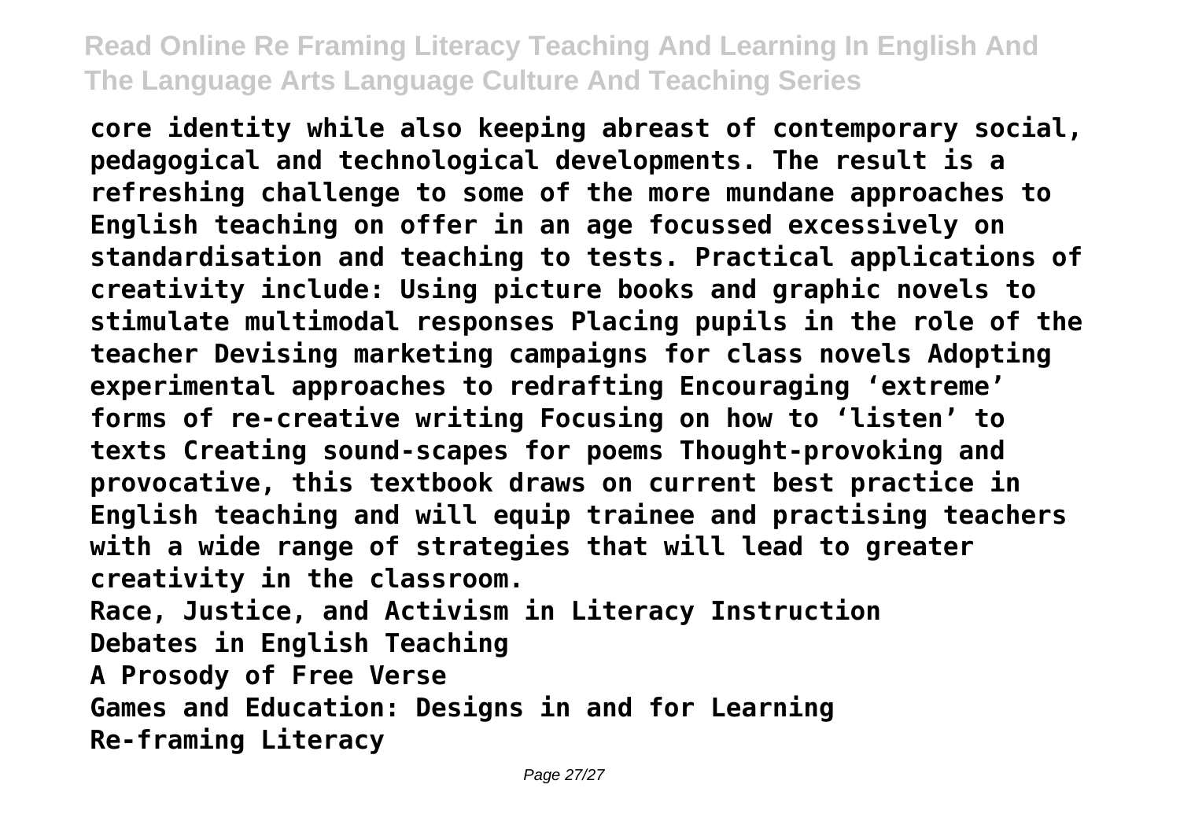core identity while also keeping abreast of contemporary social, pedagogical and technological developments. The result is a refreshing challenge to some of the more mundane approaches to English teaching on offer in an age focussed excessively on standardisation and teaching to tests. Practical applications of creativity include: Using picture books and graphic novels to stimulate multimodal responses Placing pupils in the role of the teacher Devising marketing campaigns for class novels Adopting experimental approaches to redrafting Encouraging 'extreme' forms of re-creative writing Focusing on how to 'listen' to texts Creating sound-scapes for poems Thought-provoking and provocative, this textbook draws on current best practice in English teaching and will equip trainee and practising teachers with a wide range of strategies that will lead to greater creativity in the classroom.

Race, Justice, and Activism in Literacy Instruction

Debates in English Teaching

A Prosody of Free Verse

Games and Education: Designs in and for Learning

Re-framing Literacy